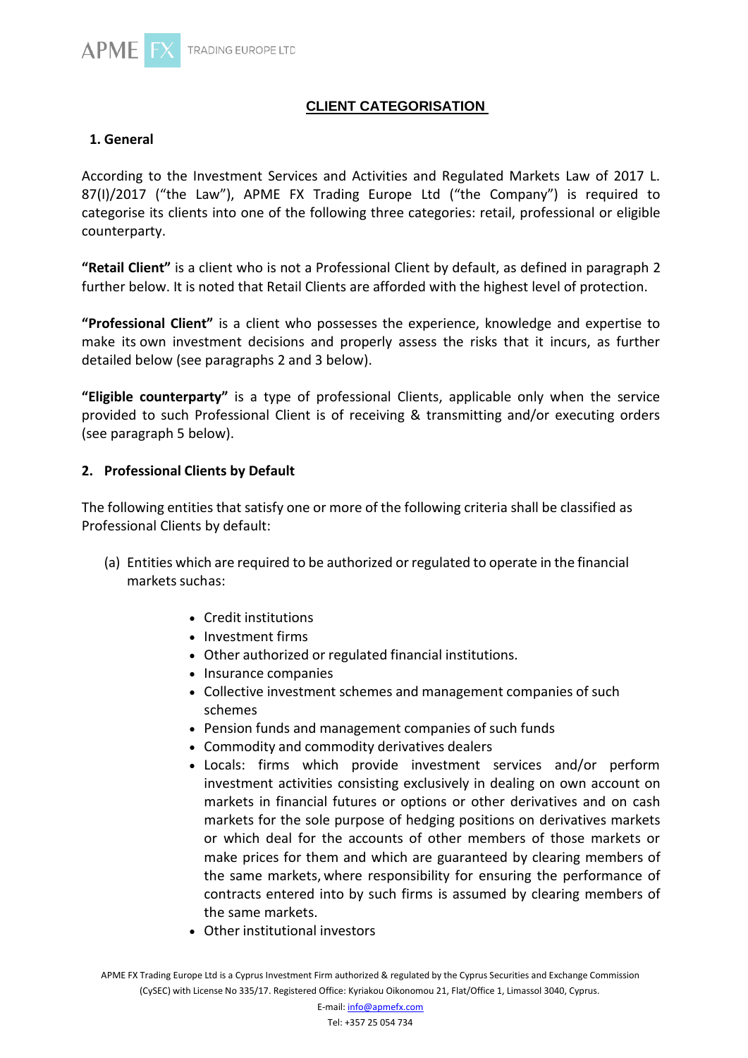# CLIENT CATEGORISATION

## 1. General

According to the Investment Services and Activities and Regulated Markets Law of 2017 L. 87(I)/2017 ("the Law"), APME FX Trading Europe Ltd ("the Company") is required to categorise its clients into one of the following three categories: retail, professional or eligible counterparty.

**"Retail Client"** is a client who is not a Professional Client by default, as defined in paragraph 2 further below. It is noted that Retail Clients are afforded with the highest level of protection.

**"Professional Client"** is a client who possesses the experience, knowledge and expertise to make its own investment decisions and properly assess the risks that it incurs, as further detailed below (see paragraphs 2 and 3 below).

**"Eligible counterparty"** is a type of professional Clients, applicable only when the service provided to such Professional Client is of receiving & transmitting and/or executing orders (see paragraph 5 below).

## 2. Professional Clients by Default

The following entities that satisfy one or more of the following criteria shall be classified as Professional Clients by default:

(a) Entities which are required to be authorized or regulated to operate in the financial markets suchas:

- Credit institutions
- Investment firms
- Other authorized or regulated financial institutions.
- Insurance companies
- Collective investment schemes and management companies of such schemes
- Pension funds and management companies of such funds
- Commodity and commodity derivatives dealers
- Locals: firms which provide investment services and/or perform investment activities consisting exclusively in dealing on own account on markets in financial futures or options or other derivatives and on cash markets for the sole purpose of hedging positions on derivatives markets or which deal for the accounts of other members of those markets or make prices for them and which are guaranteed by clearing members of the same markets, where responsibility for ensuring the performance of contracts entered into by such firms is assumed by clearing members of the same markets.
- Other institutional investors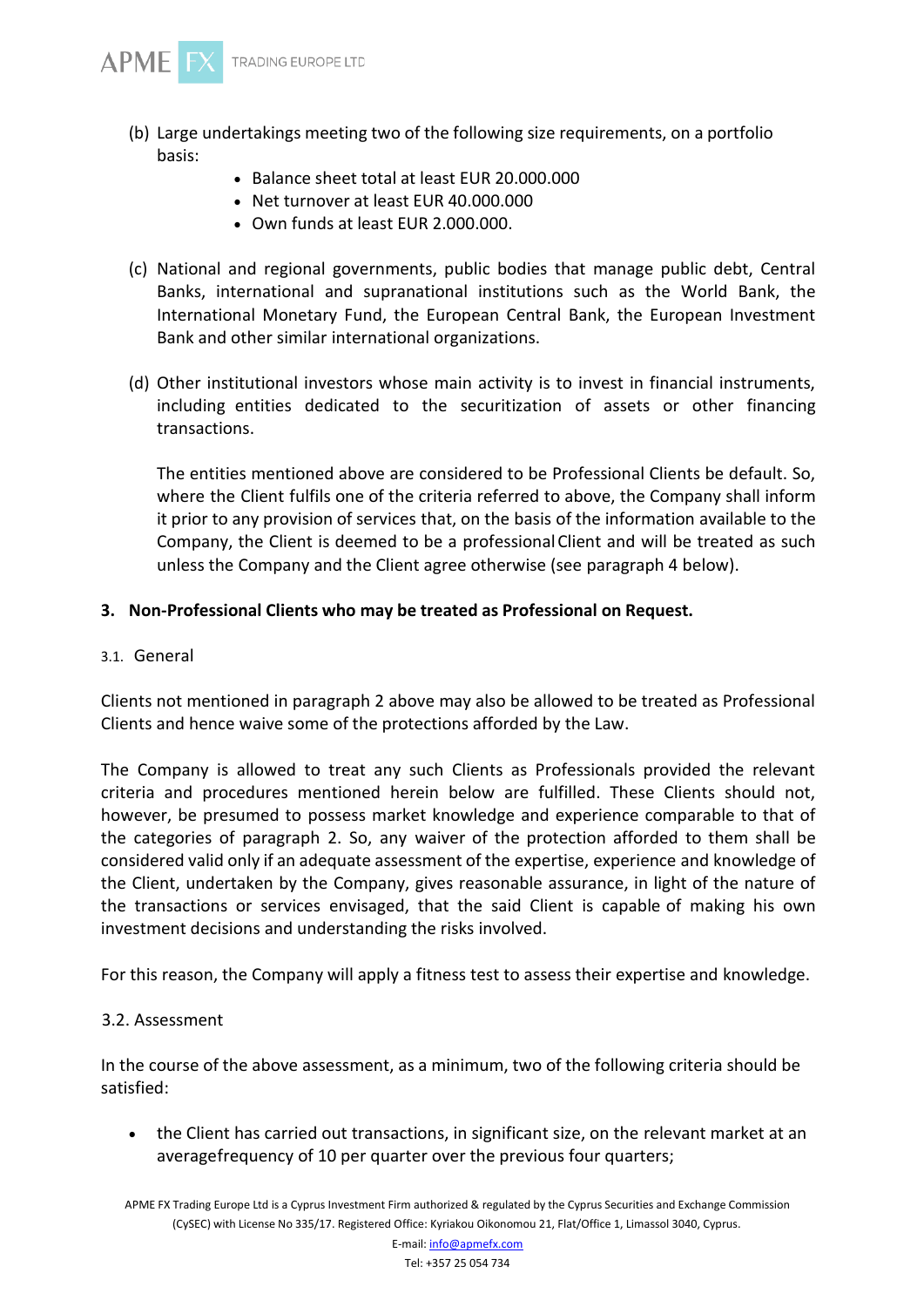(b) Large undertakings meeting two of the following size requirements, on a portfolio basis:

- Balance sheet total at least EUR 20.000.000
- Net turnover at least EUR 40.000.000
- Own funds at least EUR 2.000.000.

(c) National and regional governments, public bodies that manage public debt, Central Banks, international and supranational institutions such as the World Bank, the International Monetary Fund, the European Central Bank, the European Investment Bank and other similar international organizations.

(d) Other institutional investors whose main activity is to invest in financial instruments, including entities dedicated to the securitization of assets or other financing transactions.

The entities mentioned above are considered to be Professional Clients be default. So, where the Client fulfils one of the criteria referred to above, the Company shall inform it prior to any provision of services that, on the basis of the information available to the Company, the Client is deemed to be a professional Client and will be treated as such unless the Company and the Client agree otherwise (see paragraph 4 below).

## 3. Non-Professional Clients who may be treated as Professional on Request.

### 3.1. General

Clients not mentioned in paragraph 2 above may also be allowed to be treated as Professional Clients and hence waive some of the protections afforded by the Law.

The Company is allowed to treat any such Clients as Professionals provided the relevant criteria and procedures mentioned herein below are fulfilled. These Clients should not, however, be presumed to possess market knowledge and experience comparable to that of the categories of paragraph 2. So, any waiver of the protection afforded to them shall be considered valid only if an adequate assessment of the expertise, experience and knowledge of the Client, undertaken by the Company, gives reasonable assurance, in light of the nature of the transactions or services envisaged, that the said Client is capable of making his own investment decisions and understanding the risks involved.

For this reason, the Company will apply a fitness test to assess their expertise and knowledge.

### 3.2. Assessment

In the course of the above assessment, as a minimum, two of the following criteria should be satisfied:

- the Client has carried out transactions, in significant size, on the relevant market at an averagefrequency of 10 per quarter over the previous four quarters;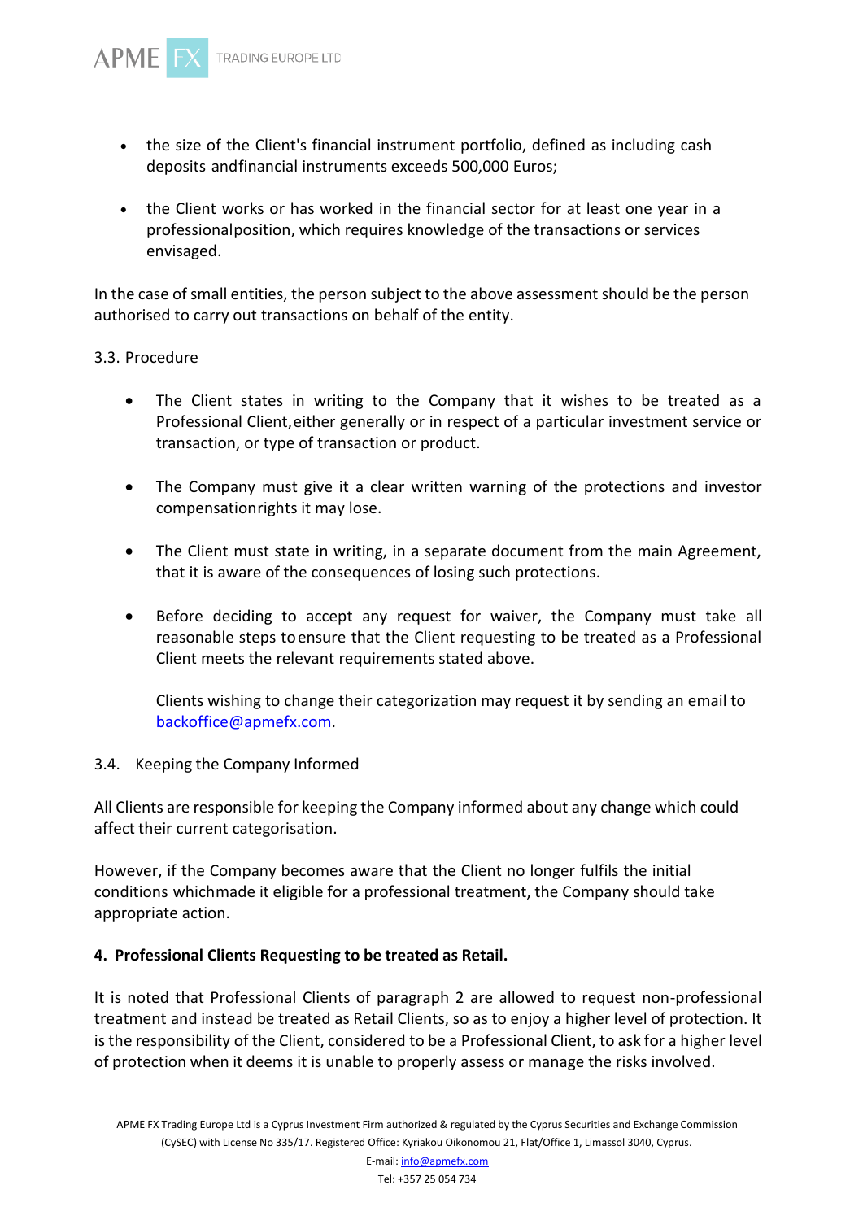- the size of the Client's financial instrument portfolio, defined as including cash deposits andfinancial instruments exceeds 500,000 Euros;

- the Client works or has worked in the financial sector for at least one year in a professionalposition, which requires knowledge of the transactions or services envisaged.

In the case of small entities, the person subject to the above assessment should be the person authorised to carry out transactions on behalf of the entity.

3.3. Procedure

- The Client states in writing to the Company that it wishes to be treated as a Professional Client,either generally or in respect of a particular investment service or transaction, or type of transaction or product.

- The Company must give it a clear written warning of the protections and investor compensationrights it may lose.

- The Client must state in writing, in a separate document from the main Agreement, that it is aware of the consequences of losing such protections.

- Before deciding to accept any request for waiver, the Company must take all reasonable steps toensure that the Client requesting to be treated as a Professional Client meets the relevant requirements stated above.

  Clients wishing to change their categorization may request it by sending an email to backoffice@apmefx.com.

3.4. Keeping the Company Informed

All Clients are responsible for keeping the Company informed about any change which could affect their current categorisation.

However, if the Company becomes aware that the Client no longer fulfils the initial conditions whichmade it eligible for a professional treatment, the Company should take appropriate action.

**4. Professional Clients Requesting to be treated as Retail.**

It is noted that Professional Clients of paragraph 2 are allowed to request non-professional treatment and instead be treated as Retail Clients, so as to enjoy a higher level of protection. It is the responsibility of the Client, considered to be a Professional Client, to ask for a higher level of protection when it deems it is unable to properly assess or manage the risks involved.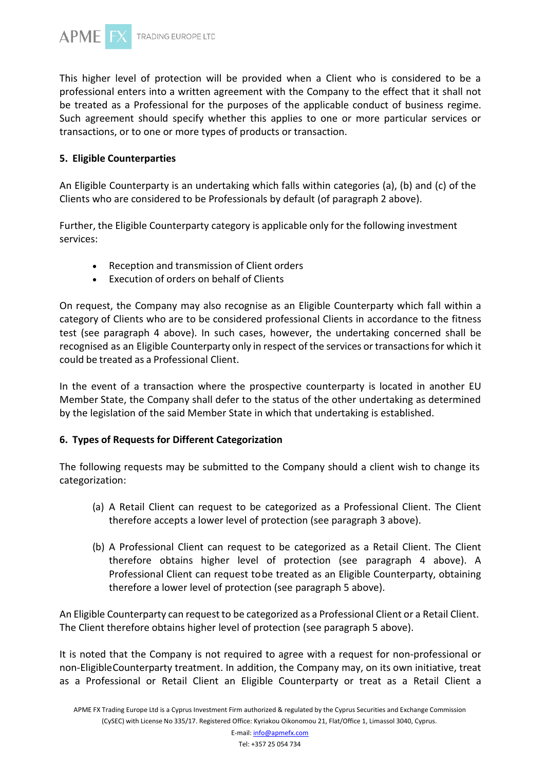This higher level of protection will be provided when a Client who is considered to be a professional enters into a written agreement with the Company to the effect that it shall not be treated as a Professional for the purposes of the applicable conduct of business regime. Such agreement should specify whether this applies to one or more particular services or transactions, or to one or more types of products or transaction.

**5. Eligible Counterparties**

An Eligible Counterparty is an undertaking which falls within categories (a), (b) and (c) of the Clients who are considered to be Professionals by default (of paragraph 2 above).

Further, the Eligible Counterparty category is applicable only for the following investment services:

- Reception and transmission of Client orders
- Execution of orders on behalf of Clients

On request, the Company may also recognise as an Eligible Counterparty which fall within a category of Clients who are to be considered professional Clients in accordance to the fitness test (see paragraph 4 above). In such cases, however, the undertaking concerned shall be recognised as an Eligible Counterparty only in respect of the services or transactions for which it could be treated as a Professional Client.

In the event of a transaction where the prospective counterparty is located in another EU Member State, the Company shall defer to the status of the other undertaking as determined by the legislation of the said Member State in which that undertaking is established.

**6. Types of Requests for Different Categorization**

The following requests may be submitted to the Company should a client wish to change its categorization:

(a) A Retail Client can request to be categorized as a Professional Client. The Client therefore accepts a lower level of protection (see paragraph 3 above).

(b) A Professional Client can request to be categorized as a Retail Client. The Client therefore obtains higher level of protection (see paragraph 4 above). A Professional Client can request to be treated as an Eligible Counterparty, obtaining therefore a lower level of protection (see paragraph 5 above).

An Eligible Counterparty can request to be categorized as a Professional Client or a Retail Client. The Client therefore obtains higher level of protection (see paragraph 5 above).

It is noted that the Company is not required to agree with a request for non-professional or non-Eligible Counterparty treatment. In addition, the Company may, on its own initiative, treat as a Professional or Retail Client an Eligible Counterparty or treat as a Retail Client a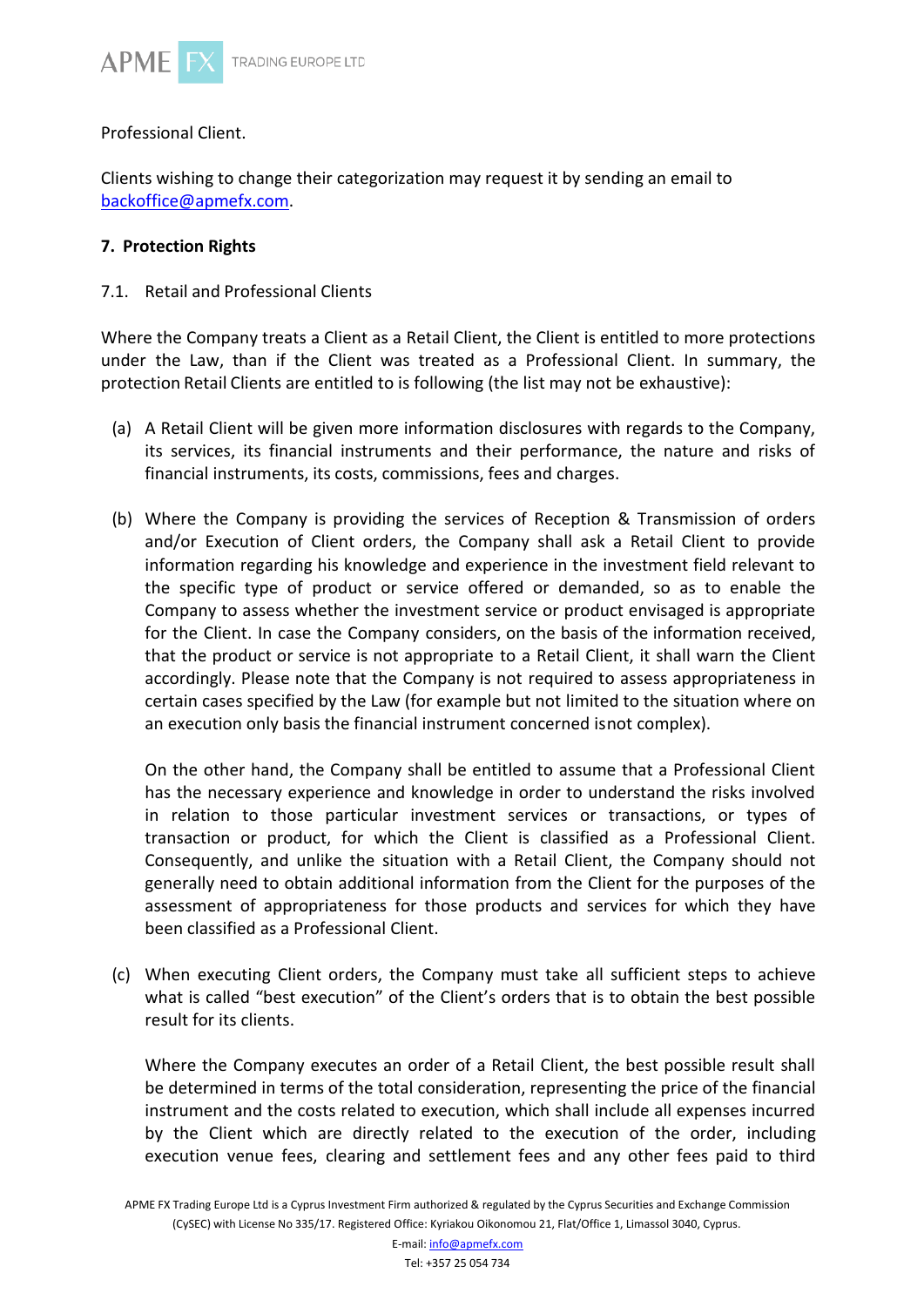Professional Client.

Clients wishing to change their categorization may request it by sending an email to backoffice@apmefx.com.

## 7. Protection Rights

### 7.1. Retail and Professional Clients

Where the Company treats a Client as a Retail Client, the Client is entitled to more protections under the Law, than if the Client was treated as a Professional Client. In summary, the protection Retail Clients are entitled to is following (the list may not be exhaustive):

(a) A Retail Client will be given more information disclosures with regards to the Company, its services, its financial instruments and their performance, the nature and risks of financial instruments, its costs, commissions, fees and charges.

(b) Where the Company is providing the services of Reception & Transmission of orders and/or Execution of Client orders, the Company shall ask a Retail Client to provide information regarding his knowledge and experience in the investment field relevant to the specific type of product or service offered or demanded, so as to enable the Company to assess whether the investment service or product envisaged is appropriate for the Client. In case the Company considers, on the basis of the information received, that the product or service is not appropriate to a Retail Client, it shall warn the Client accordingly. Please note that the Company is not required to assess appropriateness in certain cases specified by the Law (for example but not limited to the situation where on an execution only basis the financial instrument concerned isnot complex).

On the other hand, the Company shall be entitled to assume that a Professional Client has the necessary experience and knowledge in order to understand the risks involved in relation to those particular investment services or transactions, or types of transaction or product, for which the Client is classified as a Professional Client. Consequently, and unlike the situation with a Retail Client, the Company should not generally need to obtain additional information from the Client for the purposes of the assessment of appropriateness for those products and services for which they have been classified as a Professional Client.

(c) When executing Client orders, the Company must take all sufficient steps to achieve what is called "best execution" of the Client's orders that is to obtain the best possible result for its clients.

Where the Company executes an order of a Retail Client, the best possible result shall be determined in terms of the total consideration, representing the price of the financial instrument and the costs related to execution, which shall include all expenses incurred by the Client which are directly related to the execution of the order, including execution venue fees, clearing and settlement fees and any other fees paid to third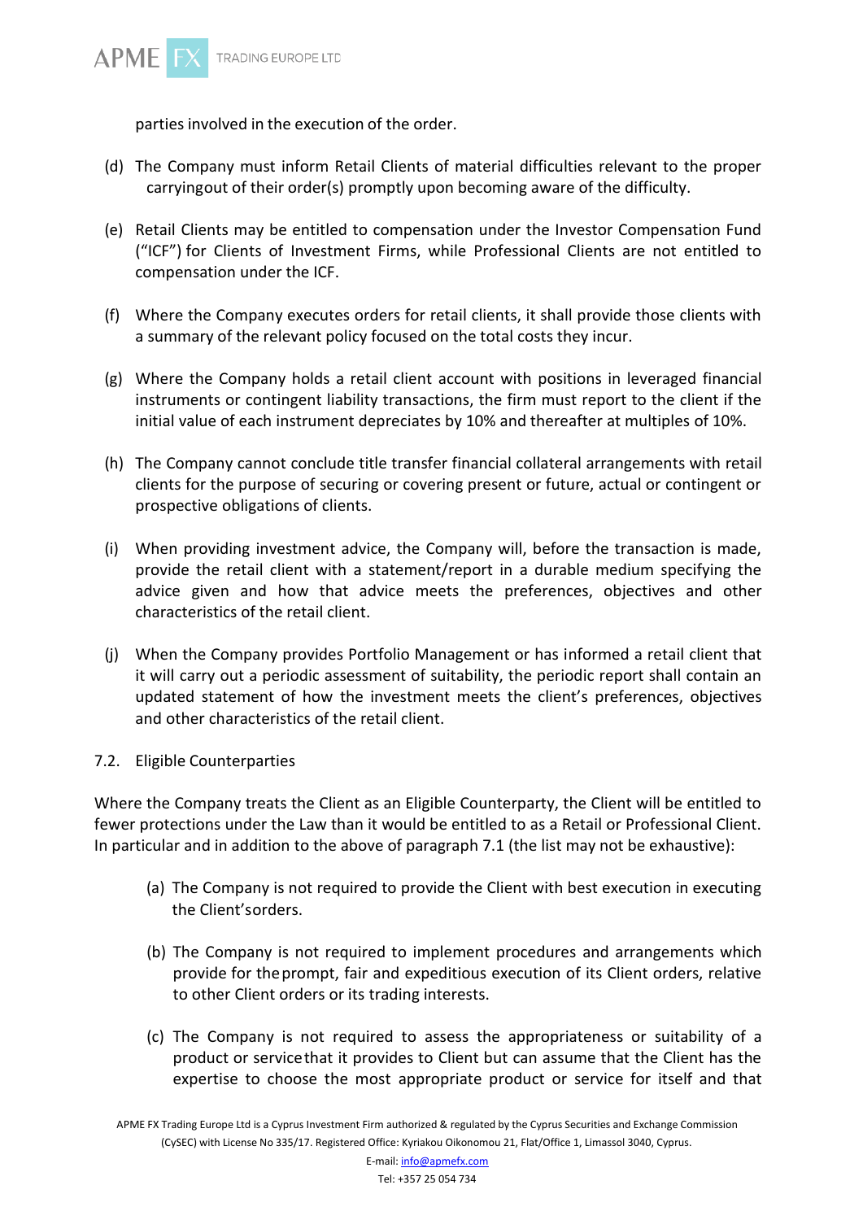parties involved in the execution of the order.

(d) The Company must inform Retail Clients of material difficulties relevant to the proper carrying out of their order(s) promptly upon becoming aware of the difficulty.

(e) Retail Clients may be entitled to compensation under the Investor Compensation Fund ("ICF") for Clients of Investment Firms, while Professional Clients are not entitled to compensation under the ICF.

(f) Where the Company executes orders for retail clients, it shall provide those clients with a summary of the relevant policy focused on the total costs they incur.

(g) Where the Company holds a retail client account with positions in leveraged financial instruments or contingent liability transactions, the firm must report to the client if the initial value of each instrument depreciates by 10% and thereafter at multiples of 10%.

(h) The Company cannot conclude title transfer financial collateral arrangements with retail clients for the purpose of securing or covering present or future, actual or contingent or prospective obligations of clients.

(i) When providing investment advice, the Company will, before the transaction is made, provide the retail client with a statement/report in a durable medium specifying the advice given and how that advice meets the preferences, objectives and other characteristics of the retail client.

(j) When the Company provides Portfolio Management or has informed a retail client that it will carry out a periodic assessment of suitability, the periodic report shall contain an updated statement of how the investment meets the client's preferences, objectives and other characteristics of the retail client.

7.2. Eligible Counterparties

Where the Company treats the Client as an Eligible Counterparty, the Client will be entitled to fewer protections under the Law than it would be entitled to as a Retail or Professional Client. In particular and in addition to the above of paragraph 7.1 (the list may not be exhaustive):

(a) The Company is not required to provide the Client with best execution in executing the Client's orders.

(b) The Company is not required to implement procedures and arrangements which provide for the prompt, fair and expeditious execution of its Client orders, relative to other Client orders or its trading interests.

(c) The Company is not required to assess the appropriateness or suitability of a product or service that it provides to Client but can assume that the Client has the expertise to choose the most appropriate product or service for itself and that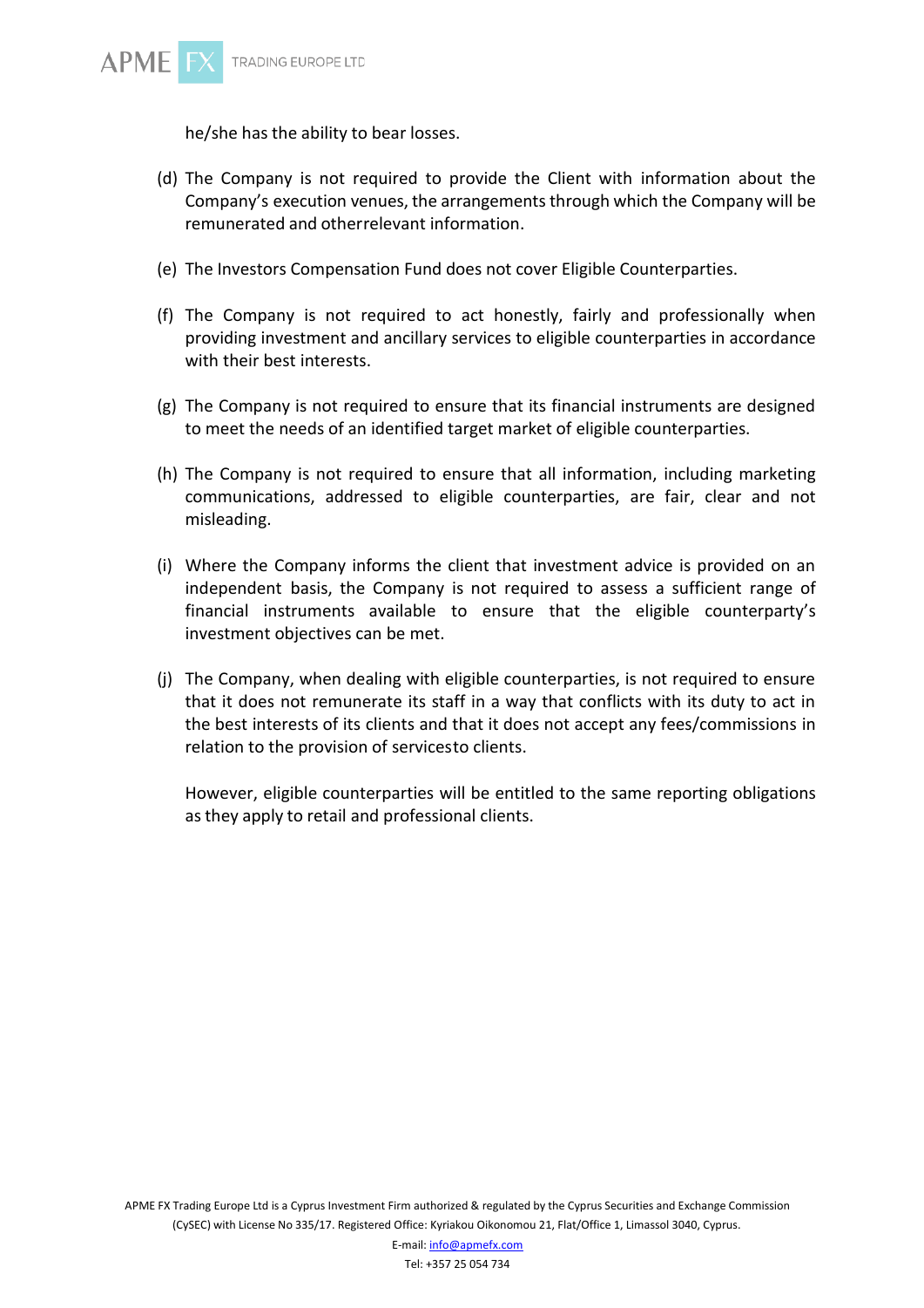he/she has the ability to bear losses.

(d) The Company is not required to provide the Client with information about the Company's execution venues, the arrangements through which the Company will be remunerated and otherrelevant information.

(e) The Investors Compensation Fund does not cover Eligible Counterparties.

(f) The Company is not required to act honestly, fairly and professionally when providing investment and ancillary services to eligible counterparties in accordance with their best interests.

(g) The Company is not required to ensure that its financial instruments are designed to meet the needs of an identified target market of eligible counterparties.

(h) The Company is not required to ensure that all information, including marketing communications, addressed to eligible counterparties, are fair, clear and not misleading.

(i) Where the Company informs the client that investment advice is provided on an independent basis, the Company is not required to assess a sufficient range of financial instruments available to ensure that the eligible counterparty's investment objectives can be met.

(j) The Company, when dealing with eligible counterparties, is not required to ensure that it does not remunerate its staff in a way that conflicts with its duty to act in the best interests of its clients and that it does not accept any fees/commissions in relation to the provision of servicesto clients.

However, eligible counterparties will be entitled to the same reporting obligations as they apply to retail and professional clients.